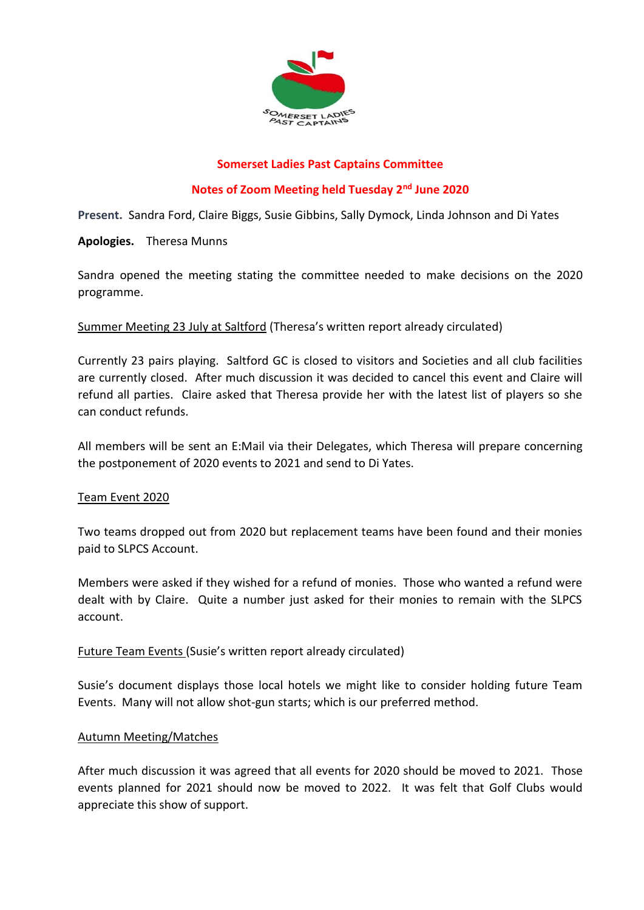SOMERSET LADIES PAST CAPTAINS

# Somerset Ladies Past Captains Committee

## Notes of Zoom Meeting held Tuesday 2nd June 2020

**Present.** Sandra Ford, Claire Biggs, Susie Gibbins, Sally Dymock, Linda Johnson and Di Yates

**Apologies.** Theresa Munns

Sandra opened the meeting stating the committee needed to make decisions on the 2020 programme.

Summer Meeting 23 July at Saltford (Theresa's written report already circulated)

Currently 23 pairs playing. Saltford GC is closed to visitors and Societies and all club facilities are currently closed. After much discussion it was decided to cancel this event and Claire will refund all parties. Claire asked that Theresa provide her with the latest list of players so she can conduct refunds.

All members will be sent an E:Mail via their Delegates, which Theresa will prepare concerning the postponement of 2020 events to 2021 and send to Di Yates.

Team Event 2020

Two teams dropped out from 2020 but replacement teams have been found and their monies paid to SLPCS Account.

Members were asked if they wished for a refund of monies. Those who wanted a refund were dealt with by Claire. Quite a number just asked for their monies to remain with the SLPCS account.

Future Team Events (Susie's written report already circulated)

Susie's document displays those local hotels we might like to consider holding future Team Events. Many will not allow shot-gun starts; which is our preferred method.

Autumn Meeting/Matches

After much discussion it was agreed that all events for 2020 should be moved to 2021. Those events planned for 2021 should now be moved to 2022. It was felt that Golf Clubs would appreciate this show of support.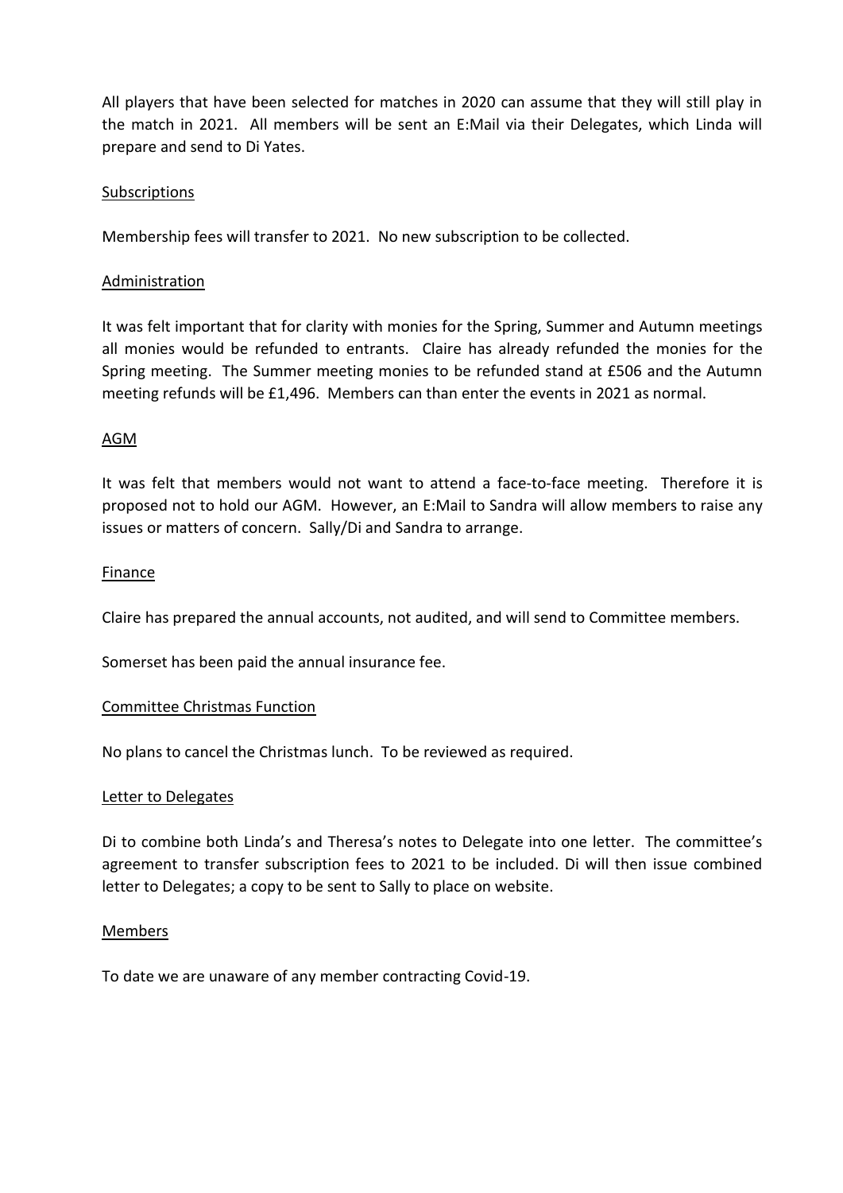All players that have been selected for matches in 2020 can assume that they will still play in the match in 2021. All members will be sent an E:Mail via their Delegates, which Linda will prepare and send to Di Yates.

<u>Subscriptions</u>

Membership fees will transfer to 2021. No new subscription to be collected.

<u>Administration</u>

It was felt important that for clarity with monies for the Spring, Summer and Autumn meetings all monies would be refunded to entrants. Claire has already refunded the monies for the Spring meeting. The Summer meeting monies to be refunded stand at £506 and the Autumn meeting refunds will be £1,496. Members can than enter the events in 2021 as normal.

<u>AGM</u>

It was felt that members would not want to attend a face-to-face meeting. Therefore it is proposed not to hold our AGM. However, an E:Mail to Sandra will allow members to raise any issues or matters of concern. Sally/Di and Sandra to arrange.

<u>Finance</u>

Claire has prepared the annual accounts, not audited, and will send to Committee members.

Somerset has been paid the annual insurance fee.

<u>Committee Christmas Function</u>

No plans to cancel the Christmas lunch. To be reviewed as required.

<u>Letter to Delegates</u>

Di to combine both Linda's and Theresa's notes to Delegate into one letter. The committee's agreement to transfer subscription fees to 2021 to be included. Di will then issue combined letter to Delegates; a copy to be sent to Sally to place on website.

<u>Members</u>

To date we are unaware of any member contracting Covid-19.